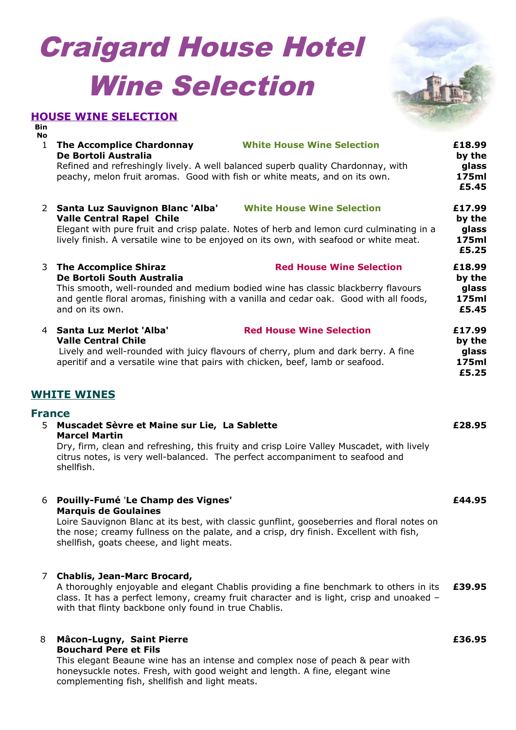# Craigard House Hotel Wine Selection

## HOUSE WINE SELECTION

Bin No

1 **The Accomplice Chardonnay** **White House Wine Selection** **£18.99**
**De Bortoli Australia**
Refined and refreshingly lively. A well balanced superb quality Chardonnay, with peachy, melon fruit aromas. Good with fish or white meats, and on its own.
**by the glass 175ml £5.45**

2 **Santa Luz Sauvignon Blanc 'Alba'** **White House Wine Selection** **£17.99**
**Valle Central Rapel Chile**
Elegant with pure fruit and crisp palate. Notes of herb and lemon curd culminating in a lively finish. A versatile wine to be enjoyed on its own, with seafood or white meat.
**by the glass 175ml £5.25**

3 **The Accomplice Shiraz** **Red House Wine Selection** **£18.99**
**De Bortoli South Australia**
This smooth, well-rounded and medium bodied wine has classic blackberry flavours and gentle floral aromas, finishing with a vanilla and cedar oak. Good with all foods, and on its own.
**by the glass 175ml £5.45**

4 **Santa Luz Merlot 'Alba'** **Red House Wine Selection** **£17.99**
**Valle Central Chile**
Lively and well-rounded with juicy flavours of cherry, plum and dark berry. A fine aperitif and a versatile wine that pairs with chicken, beef, lamb or seafood.
**by the glass 175ml £5.25**

## WHITE WINES

### France

5 **Muscadet Sèvre et Maine sur Lie, La Sablette** **£28.95**
**Marcel Martin**
Dry, firm, clean and refreshing, this fruity and crisp Loire Valley Muscadet, with lively citrus notes, is very well-balanced. The perfect accompaniment to seafood and shellfish.

6 **Pouilly-Fumé 'Le Champ des Vignes'** **£44.95**
**Marquis de Goulaines**
Loire Sauvignon Blanc at its best, with classic gunflint, gooseberries and floral notes on the nose; creamy fullness on the palate, and a crisp, dry finish. Excellent with fish, shellfish, goats cheese, and light meats.

7 **Chablis, Jean-Marc Brocard,** **£39.95**
A thoroughly enjoyable and elegant Chablis providing a fine benchmark to others in its class. It has a perfect lemony, creamy fruit character and is light, crisp and unoaked – with that flinty backbone only found in true Chablis.

8 **Mâcon-Lugny, Saint Pierre** **£36.95**
**Bouchard Pere et Fils**
This elegant Beaune wine has an intense and complex nose of peach & pear with honeysuckle notes. Fresh, with good weight and length. A fine, elegant wine complementing fish, shellfish and light meats.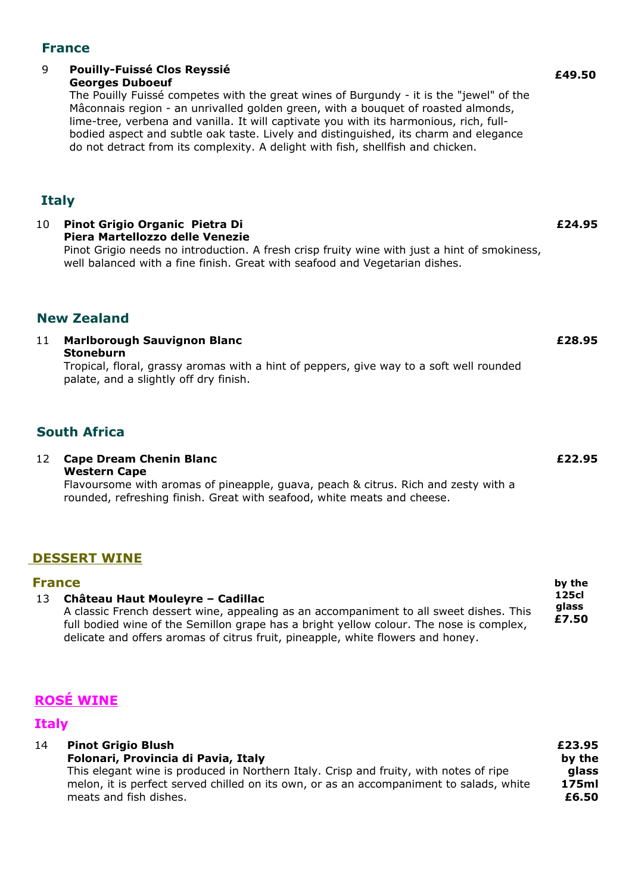## France

9 **Pouilly-Fuissé Clos Reyssié**
**Georges Duboeuf** — **£49.50**

The Pouilly Fuissé competes with the great wines of Burgundy - it is the "jewel" of the Mâconnais region - an unrivalled golden green, with a bouquet of roasted almonds, lime-tree, verbena and vanilla. It will captivate you with its harmonious, rich, full-bodied aspect and subtle oak taste. Lively and distinguished, its charm and elegance do not detract from its complexity. A delight with fish, shellfish and chicken.

## Italy

10 **Pinot Grigio Organic Pietra Di**
**Piera Martellozzo delle Venezie** — **£24.95**

Pinot Grigio needs no introduction. A fresh crisp fruity wine with just a hint of smokiness, well balanced with a fine finish. Great with seafood and Vegetarian dishes.

## New Zealand

11 **Marlborough Sauvignon Blanc**
**Stoneburn** — **£28.95**

Tropical, floral, grassy aromas with a hint of peppers, give way to a soft well rounded palate, and a slightly off dry finish.

## South Africa

12 **Cape Dream Chenin Blanc**
**Western Cape** — **£22.95**

Flavoursome with aromas of pineapple, guava, peach & citrus. Rich and zesty with a rounded, refreshing finish. Great with seafood, white meats and cheese.

# DESSERT WINE

## France

13 **Château Haut Mouleyre – Cadillac** — **by the 125cl glass £7.50**

A classic French dessert wine, appealing as an accompaniment to all sweet dishes. This full bodied wine of the Semillon grape has a bright yellow colour. The nose is complex, delicate and offers aromas of citrus fruit, pineapple, white flowers and honey.

# ROSÉ WINE

## Italy

14 **Pinot Grigio Blush**
**Folonari, Provincia di Pavia, Italy** — **£23.95** / **by the glass 175ml £6.50**

This elegant wine is produced in Northern Italy. Crisp and fruity, with notes of ripe melon, it is perfect served chilled on its own, or as an accompaniment to salads, white meats and fish dishes.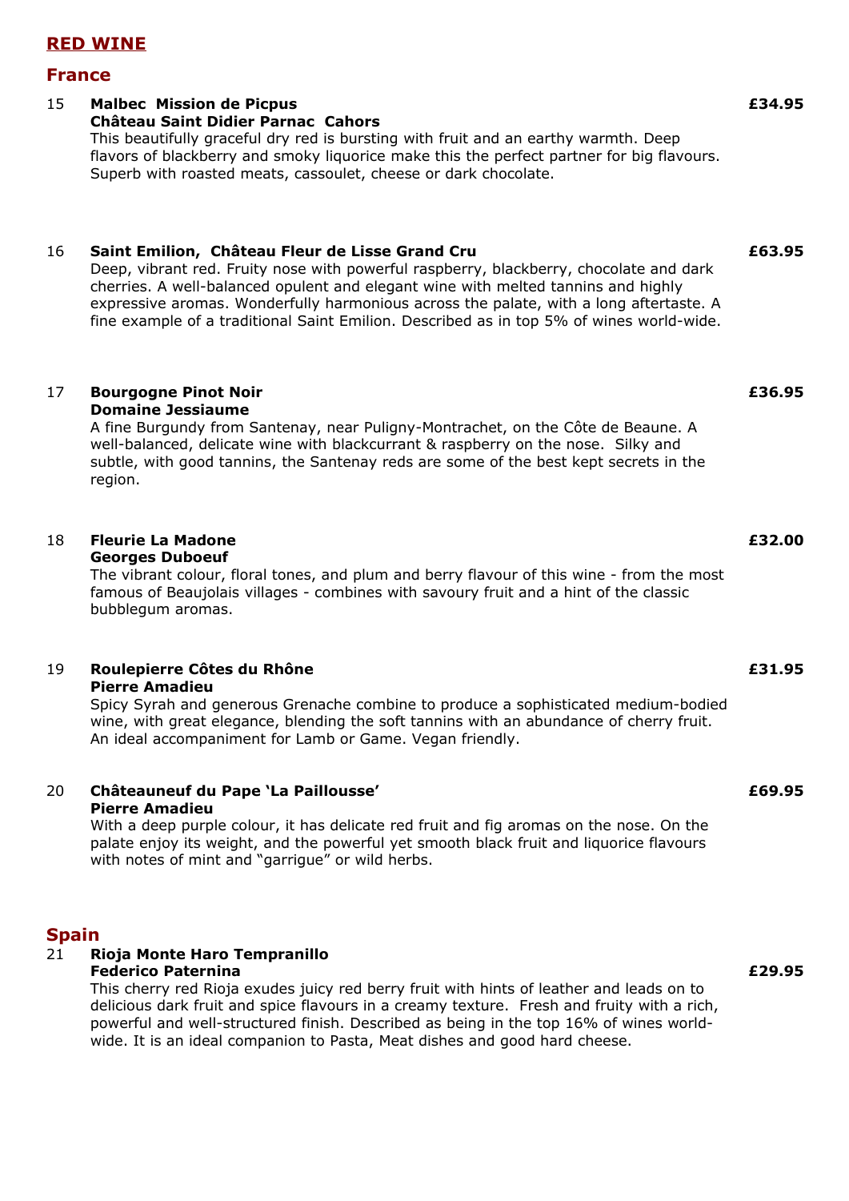# RED WINE

## France

**15 Malbec Mission de Picpus** **£34.95**
**Château Saint Didier Parnac Cahors**
This beautifully graceful dry red is bursting with fruit and an earthy warmth. Deep flavors of blackberry and smoky liquorice make this the perfect partner for big flavours. Superb with roasted meats, cassoulet, cheese or dark chocolate.

**16 Saint Emilion, Château Fleur de Lisse Grand Cru** **£63.95**
Deep, vibrant red. Fruity nose with powerful raspberry, blackberry, chocolate and dark cherries. A well-balanced opulent and elegant wine with melted tannins and highly expressive aromas. Wonderfully harmonious across the palate, with a long aftertaste. A fine example of a traditional Saint Emilion. Described as in top 5% of wines world-wide.

**17 Bourgogne Pinot Noir** **£36.95**
**Domaine Jessiaume**
A fine Burgundy from Santenay, near Puligny-Montrachet, on the Côte de Beaune. A well-balanced, delicate wine with blackcurrant & raspberry on the nose. Silky and subtle, with good tannins, the Santenay reds are some of the best kept secrets in the region.

**18 Fleurie La Madone** **£32.00**
**Georges Duboeuf**
The vibrant colour, floral tones, and plum and berry flavour of this wine - from the most famous of Beaujolais villages - combines with savoury fruit and a hint of the classic bubblegum aromas.

**19 Roulepierre Côtes du Rhône** **£31.95**
**Pierre Amadieu**
Spicy Syrah and generous Grenache combine to produce a sophisticated medium-bodied wine, with great elegance, blending the soft tannins with an abundance of cherry fruit. An ideal accompaniment for Lamb or Game. Vegan friendly.

**20 Châteauneuf du Pape 'La Paillousse'** **£69.95**
**Pierre Amadieu**
With a deep purple colour, it has delicate red fruit and fig aromas on the nose. On the palate enjoy its weight, and the powerful yet smooth black fruit and liquorice flavours with notes of mint and "garrigue" or wild herbs.

## Spain

**21 Rioja Monte Haro Tempranillo**
**Federico Paternina** **£29.95**
This cherry red Rioja exudes juicy red berry fruit with hints of leather and leads on to delicious dark fruit and spice flavours in a creamy texture. Fresh and fruity with a rich, powerful and well-structured finish. Described as being in the top 16% of wines world-wide. It is an ideal companion to Pasta, Meat dishes and good hard cheese.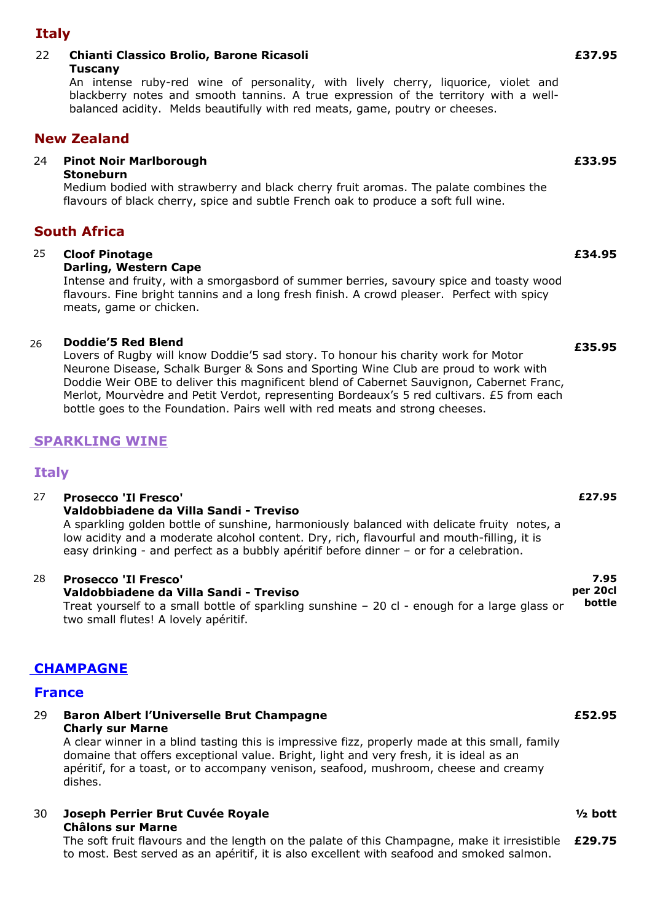## Italy

22 **Chianti Classico Brolio, Barone Ricasoli** **£37.95**
**Tuscany**
An intense ruby-red wine of personality, with lively cherry, liquorice, violet and blackberry notes and smooth tannins. A true expression of the territory with a well-balanced acidity. Melds beautifully with red meats, game, poutry or cheeses.

## New Zealand

24 **Pinot Noir Marlborough** **£33.95**
**Stoneburn**
Medium bodied with strawberry and black cherry fruit aromas. The palate combines the flavours of black cherry, spice and subtle French oak to produce a soft full wine.

## South Africa

25 **Cloof Pinotage** **£34.95**
**Darling, Western Cape**
Intense and fruity, with a smorgasbord of summer berries, savoury spice and toasty wood flavours. Fine bright tannins and a long fresh finish. A crowd pleaser. Perfect with spicy meats, game or chicken.

26 **Doddie'5 Red Blend** **£35.95**
Lovers of Rugby will know Doddie'5 sad story. To honour his charity work for Motor Neurone Disease, Schalk Burger & Sons and Sporting Wine Club are proud to work with Doddie Weir OBE to deliver this magnificent blend of Cabernet Sauvignon, Cabernet Franc, Merlot, Mourvèdre and Petit Verdot, representing Bordeaux's 5 red cultivars. £5 from each bottle goes to the Foundation. Pairs well with red meats and strong cheeses.

# SPARKLING WINE

## Italy

27 **Prosecco 'Il Fresco'** **£27.95**
**Valdobbiadene da Villa Sandi - Treviso**
A sparkling golden bottle of sunshine, harmoniously balanced with delicate fruity notes, a low acidity and a moderate alcohol content. Dry, rich, flavourful and mouth-filling, it is easy drinking - and perfect as a bubbly apéritif before dinner – or for a celebration.

28 **Prosecco 'Il Fresco'** **7.95 per 20cl bottle**
**Valdobbiadene da Villa Sandi - Treviso**
Treat yourself to a small bottle of sparkling sunshine – 20 cl - enough for a large glass or two small flutes! A lovely apéritif.

# CHAMPAGNE

## France

29 **Baron Albert l'Universelle Brut Champagne** **£52.95**
**Charly sur Marne**
A clear winner in a blind tasting this is impressive fizz, properly made at this small, family domaine that offers exceptional value. Bright, light and very fresh, it is ideal as an apéritif, for a toast, or to accompany venison, seafood, mushroom, cheese and creamy dishes.

30 **Joseph Perrier Brut Cuvée Royale** **½ bott**
**Châlons sur Marne** **£29.75**
The soft fruit flavours and the length on the palate of this Champagne, make it irresistible to most. Best served as an apéritif, it is also excellent with seafood and smoked salmon.